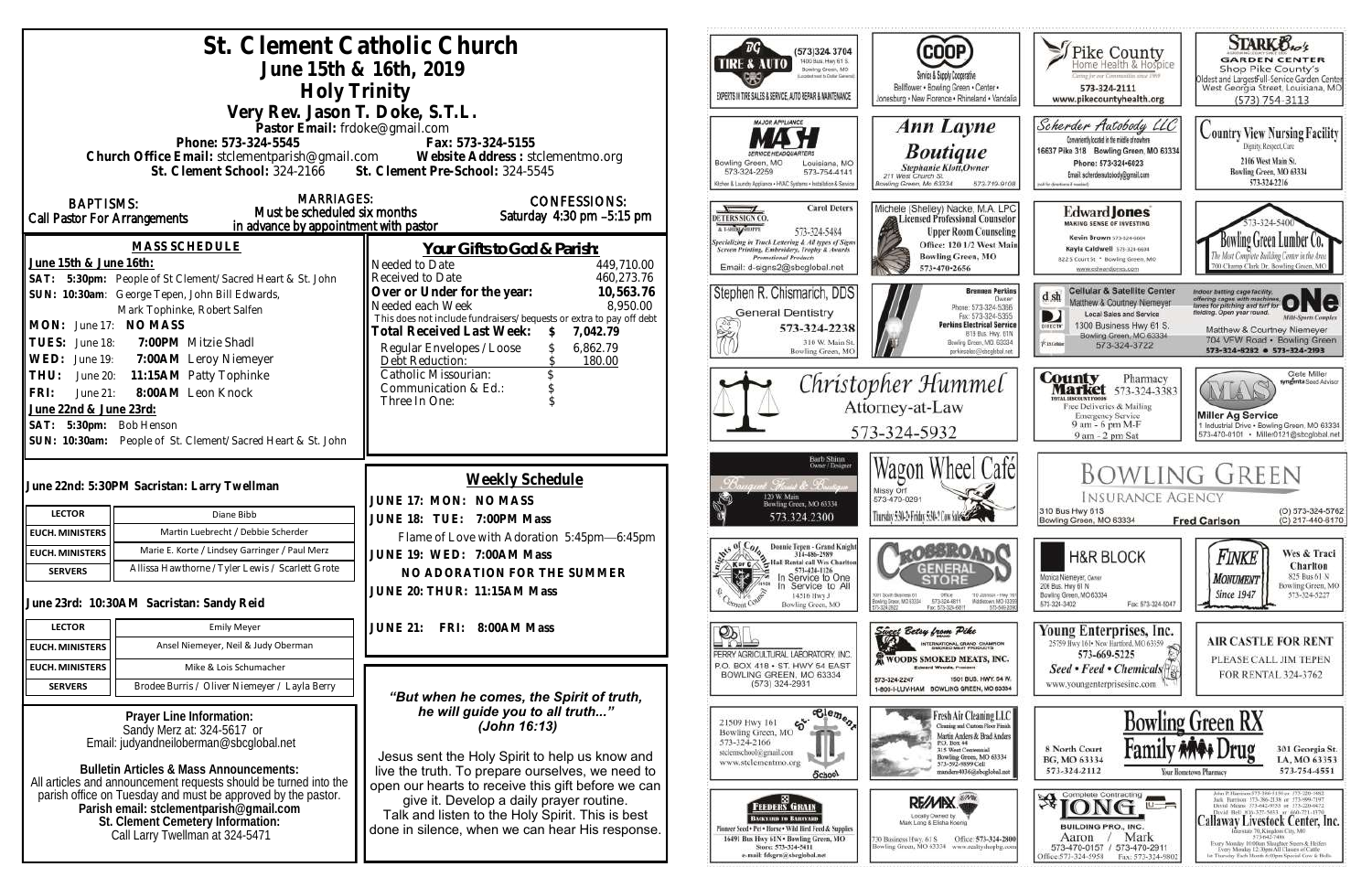# St. Clement Catholic Church

## June 15th & 16th, 2019

## Holy Trinity

### Very Rev. Jason T. Doke, S.T.L.

**Pastor Email:** frdoke@gmail.com

**Phone: 573-324-5545** **Fax: 573-324-5155**

**Church Office Email:** stclementparish@gmail.com **Website Address :** stclementmo.org

**St. Clement School:** 324-2166 **St. Clement Pre-School:** 324-5545

**BAPTISMS:** Call Pastor For Arrangements

**MARRIAGES:** Must be scheduled six months in advance by appointment with pastor

**CONFESSIONS:** Saturday 4:30 pm –5:15 pm

### MASS SCHEDULE

**June 15th & June 16th:**

**SAT: 5:30pm:** People of St Clement/Sacred Heart & St. John

**SUN: 10:30am**: George Tepen, John Bill Edwards, Mark Tophinke, Robert Salfen

**MON:** June 17: **NO MASS**

**TUES:** June 18: **7:00PM** Mitzie Shadl

**WED:** June 19: **7:00AM** Leroy Niemeyer

**THU:** June 20: **11:15AM** Patty Tophinke

**FRI:** June 21: **8:00AM** Leon Knock

**June 22nd & June 23rd:**

**SAT: 5:30pm:** Bob Henson

**SUN: 10:30am:** People of St. Clement/Sacred Heart & St. John

### Your Gifts to God & Parish:

| | |
|---|---|
| Needed to Date | 449,710.00 |
| Received to Date | 460,273.76 |
| **Over or Under for the year:** | **10,563.76** |
| Needed each Week | 8,950.00 |
| This does not include fundraisers/bequests or extra to pay off debt | |
| **Total Received Last Week:** | **$ 7,042.79** |
| Regular Envelopes/Loose | $ 6,862.79 |
| Debt Reduction: | $ 180.00 |
| Catholic Missourian: | $ |
| Communication & Ed.: | $ |
| Three In One: | $ |

**June 22nd: 5:30PM Sacristan: Larry Twellman**

| | |
|---|---|
| **LECTOR** | Diane Bibb |
| **EUCH. MINISTERS** | Martin Luebrecht / Debbie Scherder |
| **EUCH. MINISTERS** | Marie E. Korte / Lindsey Garringer / Paul Merz |
| **SERVERS** | Allissa Hawthorne / Tyler Lewis / Scarlett Grote |

**June 23rd: 10:30AM Sacristan: Sandy Reid**

| | |
|---|---|
| **LECTOR** | Emily Meyer |
| **EUCH. MINISTERS** | Ansel Niemeyer, Neil & Judy Oberman |
| **EUCH. MINISTERS** | Mike & Lois Schumacher |
| **SERVERS** | Brodee Burris / Oliver Niemeyer / Layla Berry |

### Weekly Schedule

**JUNE 17: MON: NO MASS**

**JUNE 18: TUE: 7:00PM Mass**

Flame of Love with Adoration 5:45pm—6:45pm

**JUNE 19: WED: 7:00AM Mass**

**NO ADORATION FOR THE SUMMER**

**JUNE 20: THUR: 11:15AM Mass**

**JUNE 21: FRI: 8:00AM Mass**

***"But when he comes, the Spirit of truth, he will guide you to all truth..." (John 16:13)***

Jesus sent the Holy Spirit to help us know and live the truth. To prepare ourselves, we need to open our hearts to receive this gift before we can give it. Develop a daily prayer routine. Talk and listen to the Holy Spirit. This is best done in silence, when we can hear His response.

**Prayer Line Information:**
Sandy Merz at: 324-5617 or
Email: judyandneiloberman@sbcglobal.net

**Bulletin Articles & Mass Announcements:**
All articles and announcement requests should be turned into the parish office on Tuesday and must be approved by the pastor.
**Parish email: stclementparish@gmail.com**
**St. Clement Cemetery Information:**
Call Larry Twellman at 324-5471

---

TIRE & AUTO (573)324-3704 1400 Bus. Hwy 61 S. Bowling Green, MO — EXPERTS IN TIRE SALES & SERVICE, AUTO REPAIR & MAINTENANCE

COOP Service & Supply Cooperative — Bellflower • Bowling Green • Center • Jonesburg • New Florence • Rhineland • Vandalia

Pike County Home Health & Hospice — 573-324-2111 www.pikecountyhealth.org

STARK Bro's Garden Center — Shop Pike County's Oldest and Largest Full-Service Garden Center, West Georgia Street, Louisiana, MO (573) 754-3113

MASH Major Appliance Service Headquarters — Bowling Green, MO 573-324-2259; Louisiana, MO 573-754-4141 — Kitchen & Laundry Appliance • HVAC Systems • Installation & Service

Ann Layne Boutique — Stephanie Klott, Owner — 211 West Church St. Bowling Green, Mo 63334 573-719-9108

Scherder Autobody LLC — Conveniently located in the middle of nowhere — 16637 Pike 318 Bowling Green, MO 63334 — Phone: 573-324-6023 — Email: scherderautobody@gmail.com

Country View Nursing Facility — Dignity, Respect, Care — 2106 West Main St. Bowling Green, MO 63334 573-324-2216

Petersign Co. — Carol Deters — 573-324-5484 — Specializing in Truck Lettering & All types of Signs, Screen Printing, Embroidery, Trophy & Awards, Promotional Products — Email: d-signs2@sbcglobal.net

Michele (Shelley) Nacke, M.A. LPC Licensed Professional Counselor — Upper Room Counseling — Office: 120 1/2 West Main Bowling Green, MO 573-470-2656

Edward Jones — Kevin Brown 573-324-6604, Kayla Caldwell 573-324-6604 — 822 S Court St • Bowling Green, MO — www.edwardjones.com

Bowling Green Lumber Co. — 573-324-5400 — The Most Complete Building Center in the Area — 700 Champ Clark Dr. Bowling Green, MO

Stephen R. Chismarich, DDS — General Dentistry — 573-324-2238 — 310 W. Main St. Bowling Green, MO

Brennen Perkins, Owner — Phone: 573-324-5366, Fax: 573-324-5355 — Perkins Electrical Service — 819 Bus. Hwy. 61N Bowling Green, MO 63334 — perkinselec@shcglobal.net

Cellular & Satellite Center — Matthew & Courtney Niemeyer — Local Sales and Service — 1300 Business Hwy 61 S. Bowling Green, MO 63334 — 573-324-3722

ONE Multi-Sports Complex — Indoor batting cage facility offering cages with machines, lanes for pitching and turf for fielding. Open year round. — Matthew & Courtney Niemeyer — 704 VFW Road • Bowling Green — 573-324-8282 • 573-324-2193

Christopher Hummel Attorney-at-Law 573-324-5932

County Market Pharmacy 573-324-3383 — Free Deliveries & Mailing — Emergency Service — 9 am - 6 pm M-F, 9 am - 2 pm Sat

Miller Ag Service — Cete Miller, Syngenta Seed Advisor — 1 Industrial Drive • Bowling Green, MO 63334 — 573-470-0101 • Miller0121@sbcglobal.net

Banquet Floral & Boutique — Barb Shinn, Owner/Designer — 120 W. Main Bowling Green, MO 63334 — 573.324.2300

Wagon Wheel Café — Missy Orf 573-470-0291 — Thursday 5:30-2; Friday 5:30-2

Bowling Green Insurance Agency — 310 Bus Hwy 61S Bowling Green, MO 63334 — Fred Carlson — (O) 573-324-5762 (C) 217-440-6170

Knights of Columbus — Donnie Tepen - Grand Knight 314-486-2989 — Hall Rental call Wes Charlton 573-424-1126 — In Service to One, In Service to All — 14516 Hwy J Bowling Green, MO

Crossroads General Store — 1011 South Business 61 Bowling Green, MO 63334 573-324-6811 — 110 Johnson - Hwy 161 Middletown, MO

H&R Block — Monica Niemeyer, Owner — 206 Bus. Hwy 61 N Bowling Green, MO 63334 — 573-324-3402 Fax: 573-324-5047

Finke Monument — Since 1947 — Wes & Traci Charlton — 825 Bus 61 N Bowling Green, MO 573-324-5227

Perry Agricultural Laboratory, Inc. — P.O. Box 418 • St. Hwy 54 East Bowling Green, MO 63334 — (573) 324-2931

Sweet Betsy from Pike — International Grand Champion — Woods Smoked Meats, Inc. — Edward Woods, President — 573-324-2247 1501 Bus. Hwy. 54 W. 1-800-I-LUV-HAM Bowling Green, MO 63334

Young Enterprises, Inc. — 25759 Hwy 161 • New Hartford, MO 63359 — 573-669-5225 — Seed • Feed • Chemicals — www.youngenterprisesinc.com

Air Castle for Rent — Please call Jim Tepen for rental 324-3762

St. Clement School — 21509 Hwy 161 Bowling Green, MO 573-324-2166 — stcschool@gmail.com — www.stclementmo.org

Fresh Air Cleaning LLC — Cleaning and Custom Floor Finish — Martin Anders & Brad Anders — P.O. Box 44, 315 West Centennial, Bowling Green, MO 63334 — 573-592-9899 Cell — manders4036@sbcglobal.net

Bowling Green RX Family Drug — 8 North Court BG, MO 63334 573-324-2112 — 301 Georgia St. LA, MO 63353 573-754-4551 — Your Hometown Pharmacy

Feeders Grain — Backyard to Barnyard — Pioneer Seed • Pet • Horse • Wild Bird Feed & Supplies — 16491 Bus Hwy 61N • Bowling Green, MO — Store: 573-324-5411 — e-mail: fdsgrn@sbcglobal.net

RE/MAX — Locally Owned by Mark Long & Elisha Koenig — 730 Business Hwy. 61 S Bowling Green, MO 63334 — Office: 573-324-2800 — www.realtyshopbg.com

Long Building Pro, Inc. — Complete Contracting — Aaron 573-470-0157 / Mark 573-470-2911 — Office: 573-324-5958 Fax: 573-324-9802

Callaway Livestock Center, Inc. — Interstate 70, Kingdom City, MO — Every Monday 10:00am Slaughter Steers & Heifers, Every Monday 12:30pm All Classes of Cattle, 1st Thursday Each Month 6:00pm Special Cow & Bulls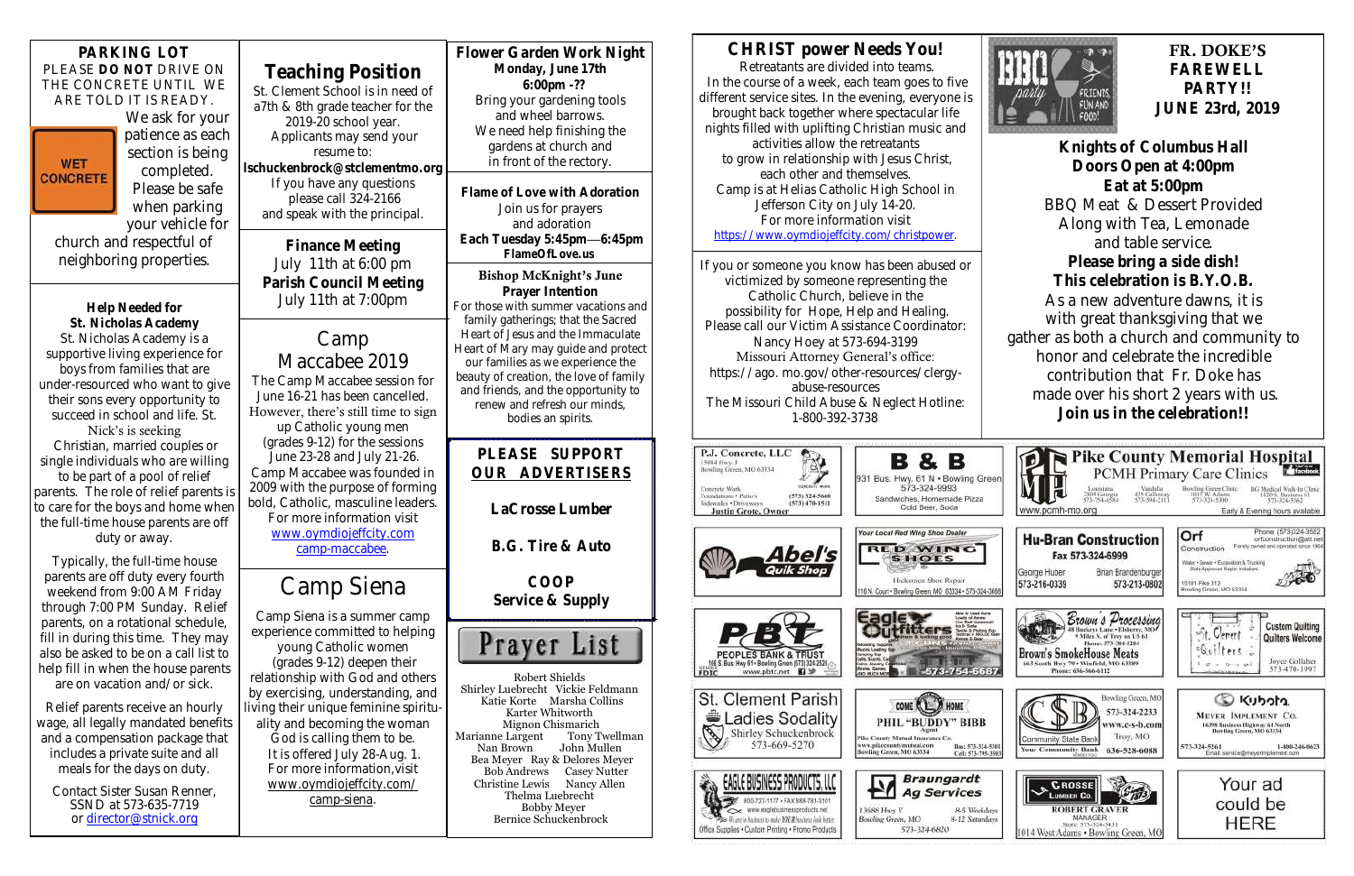## PARKING LOT

PLEASE **DO NOT** DRIVE ON THE CONCRETE UNTIL WE ARE TOLD IT IS READY.

WET CONCRETE

We ask for your patience as each section is being completed. Please be safe when parking your vehicle for church and respectful of neighboring properties.

### Help Needed for St. Nicholas Academy

St. Nicholas Academy is a supportive living experience for boys from families that are under-resourced who want to give their sons every opportunity to succeed in school and life. St. Nick's is seeking Christian, married couples or single individuals who are willing to be part of a pool of relief parents. The role of relief parents is to care for the boys and home when the full-time house parents are off duty or away.

Typically, the full-time house parents are off duty every fourth weekend from 9:00 AM Friday through 7:00 PM Sunday. Relief parents, on a rotational schedule, fill in during this time. They may also be asked to be on a call list to help fill in when the house parents are on vacation and/or sick.

Relief parents receive an hourly wage, all legally mandated benefits and a compensation package that includes a private suite and all meals for the days on duty.

Contact Sister Susan Renner, SSND at 573-635-7719 or director@stnick.org

## Teaching Position

St. Clement School is in need of a 7th & 8th grade teacher for the 2019-20 school year. Applicants may send your resume to: **lschuckenbrock@stclementmo.org** If you have any questions please call 324-2166 and speak with the principal.

**Finance Meeting**
July 11th at 6:00 pm

**Parish Council Meeting**
July 11th at 7:00pm

## Camp Maccabee 2019

The Camp Maccabee session for June 16-21 has been cancelled. However, there's still time to sign up Catholic young men (grades 9-12) for the sessions June 23-28 and July 21-26. Camp Maccabee was founded in 2009 with the purpose of forming bold, Catholic, masculine leaders. For more information visit www.oymdiojeffcity.com camp-maccabee.

## Camp Siena

Camp Siena is a summer camp experience committed to helping young Catholic women (grades 9-12) deepen their relationship with God and others by exercising, understanding, and living their unique feminine spirituality and becoming the woman God is calling them to be. It is offered July 28-Aug. 1. For more information,visit www.oymdiojeffcity.com/camp-siena.

### Flower Garden Work Night

**Monday, June 17th**
**6:00pm -??**

Bring your gardening tools and wheel barrows. We need help finishing the gardens at church and in front of the rectory.

**Flame of Love with Adoration**

Join us for prayers and adoration

**Each Tuesday 5:45pm—6:45pm**
**FlameOfLove.us**

**Bishop McKnight's June Prayer Intention**

For those with summer vacations and family gatherings; that the Sacred Heart of Jesus and the Immaculate Heart of Mary may guide and protect our families as we experience the beauty of creation, the love of family and friends, and the opportunity to renew and refresh our minds, bodies an spirits.

**PLEASE SUPPORT OUR ADVERTISERS**

**LaCrosse Lumber**

**B.G. Tire & Auto**

**COOP Service & Supply**

## Prayer List

Robert Shields
Shirley Luebrecht Vickie Feldmann
Katie Korte Marsha Collins
Karter Whitworth
Mignon Chismarich
Marianne Largent Tony Twellman
Nan Brown John Mullen
Bea Meyer Ray & Delores Meyer
Bob Andrews Casey Nutter
Christine Lewis Nancy Allen
Thelma Luebrecht
Bobby Meyer
Bernice Schuckenbrock

## CHRIST power Needs You!

Retreatants are divided into teams. In the course of a week, each team goes to five different service sites. In the evening, everyone is brought back together where spectacular life nights filled with uplifting Christian music and activities allow the retreatants to grow in relationship with Jesus Christ, each other and themselves. Camp is at Helias Catholic High School in Jefferson City on July 14-20. For more information visit https://www.oymdiojeffcity.com/christpower.

If you or someone you know has been abused or victimized by someone representing the Catholic Church, believe in the possibility for Hope, Help and Healing. Please call our Victim Assistance Coordinator: Nancy Hoey at 573-694-3199
Missouri Attorney General's office: https://ago. mo.gov/other-resources/clergy-abuse-resources
The Missouri Child Abuse & Neglect Hotline: 1-800-392-3738

## FR. DOKE'S FAREWELL PARTY!! JUNE 23rd, 2019

**Knights of Columbus Hall**
**Doors Open at 4:00pm**
**Eat at 5:00pm**

BBQ Meat & Dessert Provided Along with Tea, Lemonade and table service.

**Please bring a side dish!**
**This celebration is B.Y.O.B.**

As a new adventure dawns, it is with great thanksgiving that we gather as both a church and community to honor and celebrate the incredible contribution that Fr. Doke has made over his short 2 years with us.

**Join us in the celebration!!**

P.J. Concrete, LLC — 15084 Hwy. J, Bowling Green, MO 63334 — Concrete Work, Foundations • Patio's, Sidewalks • Driveways — (573) 324-5660, (573) 470-1511 — Justin Grote, Owner

B & B — 931 Bus. Hwy. 61 N • Bowling Green — 573-324-9993 — Sandwiches, Homemade Pizza, Cold Beer, Soda

Pike County Memorial Hospital — PCMH Primary Care Clinics — Louisiana 2305 Georgia 573-754-4584 — Vandalia 415 Calloway 573-594-2111 — Bowling Green Clinic 1017 W. Adams 573-324-5300 — BG Medical Walk-In Clinic 1420 S. Business 61 573-324-5562 — www.pcmh-mo.org — Early & Evening hours available

Abel's Quik Shop

Your Local Red Wing Shoe Dealer — RED WING SHOES — Hickerson Shoe Repair — 116 N. Court • Bowling Green, MO 63334 • 573-324-3408

Hu-Bran Construction — Fax 573-324-6999 — George Huber 573-216-0339 — Brian Brandenburger 573-213-0802

Orf Construction — Phone: (573)324-3552 — orfconstruction@att.net — Family owned and operated since 1964 — Water • Sewer • Excavation & Trucking — State Approved Septic Installers — 15191 Pike 313, Bowling Green, MO 63334

PBT — PEOPLES BANK & TRUST — 166 S. Bus. Hwy 61 • Bowling Green (573) 324-2525 — www.pbtc.net — FDIC

Eagle Outfitters — 573-754-6687

Brown's Processing — 48 Buckeye Lane • Elsberry, MO — 9 Miles N. of Troy on US 61 — Phone: 573-384-5204 — Brown's SmokeHouse Meats — 463 South Hwy 79 • Winfield, MO 63389 — Phone: 636-566-6112

St. Clement Quilters — Custom Quilting, Quilters Welcome — Joyce Gollaher 573-470-1997

St. Clement Parish Ladies Sodality — Shirley Schuckenbrock 573-669-5270

COME HOME — PHIL "BUDDY" BIBB Agent — Pike County Mutual Insurance Co. — www.pikecountymutual.com — Bowling Green, MO 63334 — Bus: 573-324-5101 — Cell: 573-795-3803

Community State Bank — Bowling Green, MO 573-324-2233 — www.c-s-b.com — Troy, MO 636-528-6088 — Your Community Bank

Kubota — MEYER IMPLEMENT CO. — 16398 Business Highway 61 North, Bowling Green, MO 63334 — 573-324-5261 — 1-800-246-0623 — Email: service@meyerimplement.com

EAGLE BUSINESS PRODUCTS, LLC — 800-727-1177 • FAX 888-781-3101 — www.eaglebusinessproducts.net — We are in business to make YOUR business look better. — Office Supplies • Custom Printing • Promo Products

Braungardt Ag Services — 13688 Hwy Y, Bowling Green, MO — 573-324-6820 — 8-5 Weekdays, 8-12 Saturdays

LaCrosse Lumber Co. — ROBERT GRAVER, MANAGER — Store: 573-324-5431 — 1014 West Adams • Bowling Green, MO

Your ad could be HERE